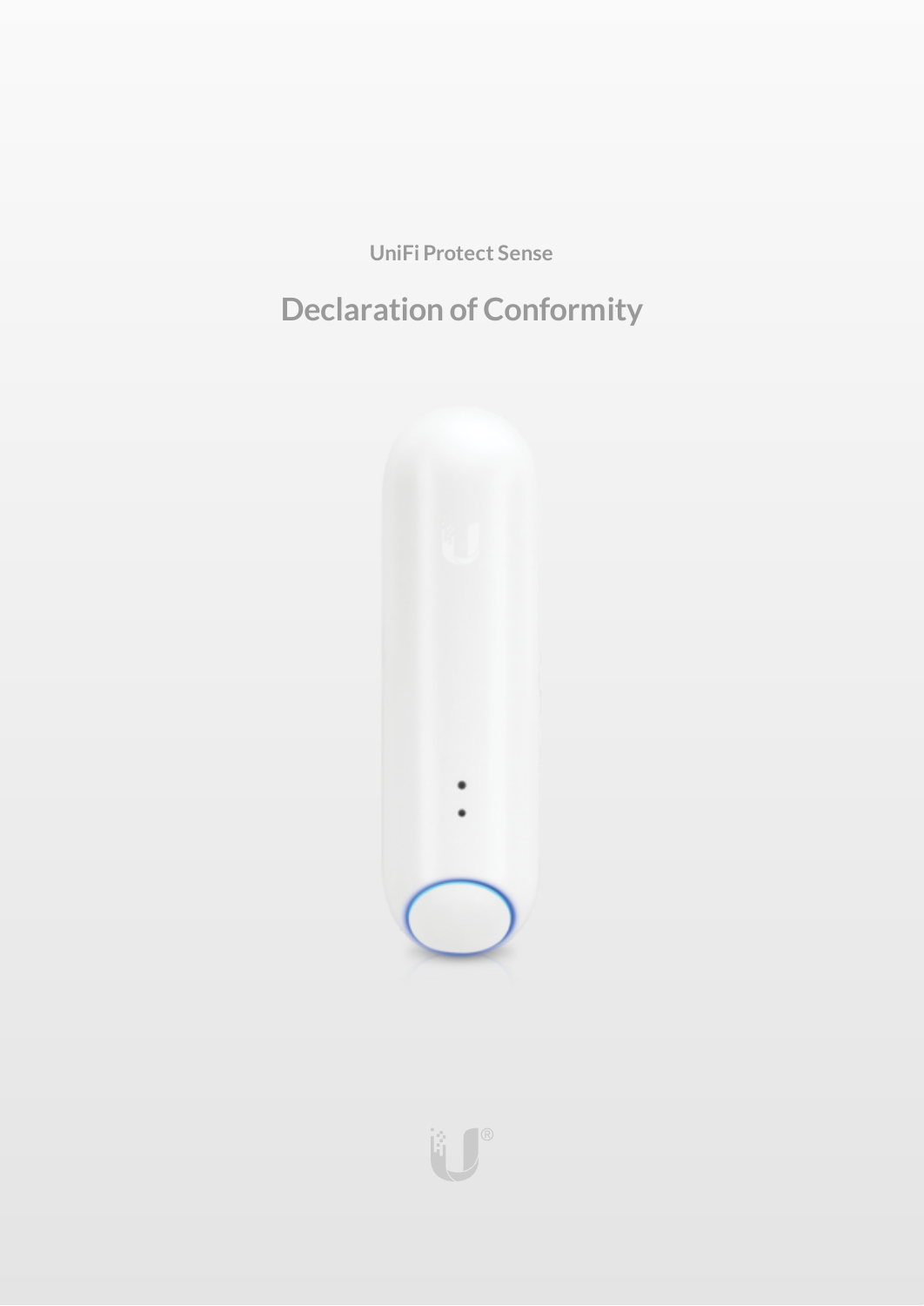UniFi Protect Sense

# Declaration of Conformity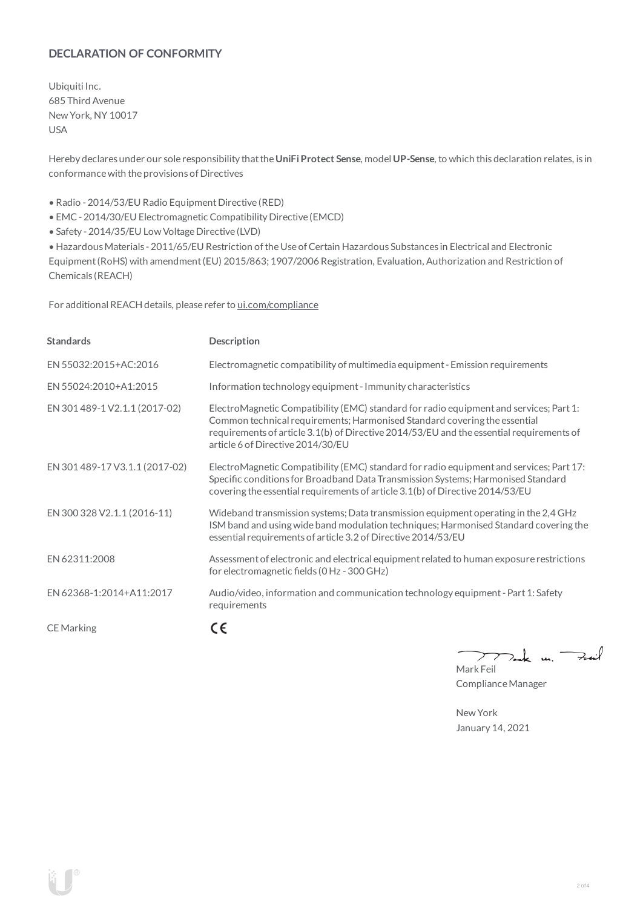## DECLARATION OF CONFORMITY

Ubiquiti Inc.
685 Third Avenue
New York, NY 10017
USA

Hereby declares under our sole responsibility that the **UniFi Protect Sense**, model **UP-Sense**, to which this declaration relates, is in conformance with the provisions of Directives

- Radio - 2014/53/EU Radio Equipment Directive (RED)
- EMC - 2014/30/EU Electromagnetic Compatibility Directive (EMCD)
- Safety - 2014/35/EU Low Voltage Directive (LVD)
- Hazardous Materials - 2011/65/EU Restriction of the Use of Certain Hazardous Substances in Electrical and Electronic Equipment (RoHS) with amendment (EU) 2015/863; 1907/2006 Registration, Evaluation, Authorization and Restriction of Chemicals (REACH)

For additional REACH details, please refer to ui.com/compliance

| Standards | Description |
|---|---|
| EN 55032:2015+AC:2016 | Electromagnetic compatibility of multimedia equipment - Emission requirements |
| EN 55024:2010+A1:2015 | Information technology equipment - Immunity characteristics |
| EN 301 489-1 V2.1.1 (2017-02) | ElectroMagnetic Compatibility (EMC) standard for radio equipment and services; Part 1: Common technical requirements; Harmonised Standard covering the essential requirements of article 3.1(b) of Directive 2014/53/EU and the essential requirements of article 6 of Directive 2014/30/EU |
| EN 301 489-17 V3.1.1 (2017-02) | ElectroMagnetic Compatibility (EMC) standard for radio equipment and services; Part 17: Specific conditions for Broadband Data Transmission Systems; Harmonised Standard covering the essential requirements of article 3.1(b) of Directive 2014/53/EU |
| EN 300 328 V2.1.1 (2016-11) | Wideband transmission systems; Data transmission equipment operating in the 2,4 GHz ISM band and using wide band modulation techniques; Harmonised Standard covering the essential requirements of article 3.2 of Directive 2014/53/EU |
| EN 62311:2008 | Assessment of electronic and electrical equipment related to human exposure restrictions for electromagnetic fields (0 Hz - 300 GHz) |
| EN 62368-1:2014+A11:2017 | Audio/video, information and communication technology equipment - Part 1: Safety requirements |
| CE Marking | CE |

Mark Feil
Compliance Manager

New York
January 14, 2021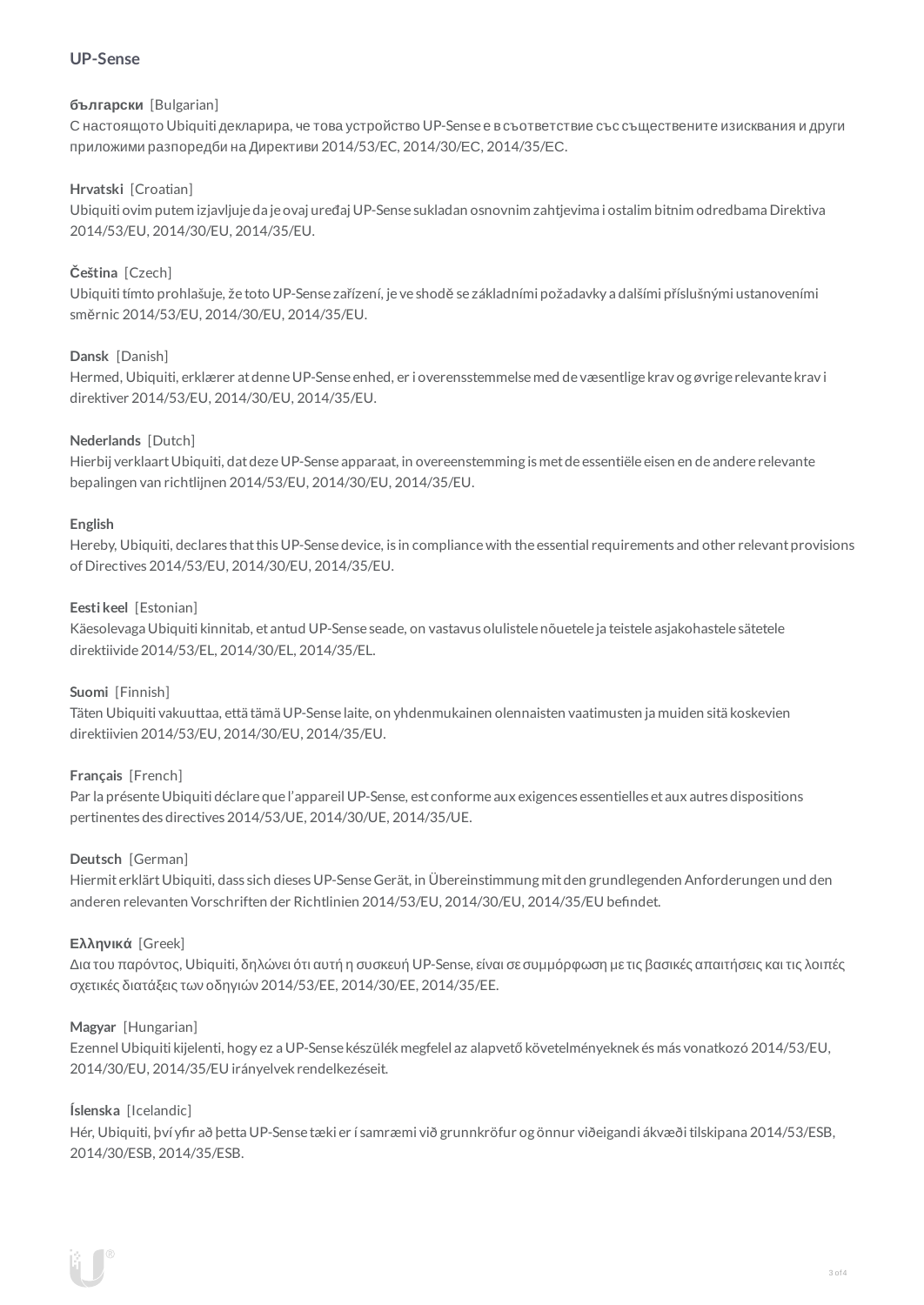**UP-Sense**

**български** [Bulgarian]
С настоящото Ubiquiti декларира, че това устройство UP-Sense е в съответствие със съществените изисквания и други приложими разпоредби на Директиви 2014/53/ЕС, 2014/30/ЕС, 2014/35/ЕС.

**Hrvatski** [Croatian]
Ubiquiti ovim putem izjavljuje da je ovaj uređaj UP-Sense sukladan osnovnim zahtjevima i ostalim bitnim odredbama Direktiva 2014/53/EU, 2014/30/EU, 2014/35/EU.

**Čeština** [Czech]
Ubiquiti tímto prohlašuje, že toto UP-Sense zařízení, je ve shodě se základními požadavky a dalšími příslušnými ustanoveními směrnic 2014/53/EU, 2014/30/EU, 2014/35/EU.

**Dansk** [Danish]
Hermed, Ubiquiti, erklærer at denne UP-Sense enhed, er i overensstemmelse med de væsentlige krav og øvrige relevante krav i direktiver 2014/53/EU, 2014/30/EU, 2014/35/EU.

**Nederlands** [Dutch]
Hierbij verklaart Ubiquiti, dat deze UP-Sense apparaat, in overeenstemming is met de essentiële eisen en de andere relevante bepalingen van richtlijnen 2014/53/EU, 2014/30/EU, 2014/35/EU.

**English**
Hereby, Ubiquiti, declares that this UP-Sense device, is in compliance with the essential requirements and other relevant provisions of Directives 2014/53/EU, 2014/30/EU, 2014/35/EU.

**Eesti keel** [Estonian]
Käesolevaga Ubiquiti kinnitab, et antud UP-Sense seade, on vastavus olulistele nõuetele ja teistele asjakohastele sätetele direktiivide 2014/53/EL, 2014/30/EL, 2014/35/EL.

**Suomi** [Finnish]
Täten Ubiquiti vakuuttaa, että tämä UP-Sense laite, on yhdenmukainen olennaisten vaatimusten ja muiden sitä koskevien direktiivien 2014/53/EU, 2014/30/EU, 2014/35/EU.

**Français** [French]
Par la présente Ubiquiti déclare que l'appareil UP-Sense, est conforme aux exigences essentielles et aux autres dispositions pertinentes des directives 2014/53/UE, 2014/30/UE, 2014/35/UE.

**Deutsch** [German]
Hiermit erklärt Ubiquiti, dass sich dieses UP-Sense Gerät, in Übereinstimmung mit den grundlegenden Anforderungen und den anderen relevanten Vorschriften der Richtlinien 2014/53/EU, 2014/30/EU, 2014/35/EU befindet.

**Ελληνικά** [Greek]
Δια του παρόντος, Ubiquiti, δηλώνει ότι αυτή η συσκευή UP-Sense, είναι σε συμμόρφωση με τις βασικές απαιτήσεις και τις λοιπές σχετικές διατάξεις των οδηγιών 2014/53/EE, 2014/30/EE, 2014/35/EE.

**Magyar** [Hungarian]
Ezennel Ubiquiti kijelenti, hogy ez a UP-Sense készülék megfelel az alapvető követelményeknek és más vonatkozó 2014/53/EU, 2014/30/EU, 2014/35/EU irányelvek rendelkezéseit.

**Íslenska** [Icelandic]
Hér, Ubiquiti, því yfir að þetta UP-Sense tæki er í samræmi við grunnkröfur og önnur viðeigandi ákvæði tilskipana 2014/53/ESB, 2014/30/ESB, 2014/35/ESB.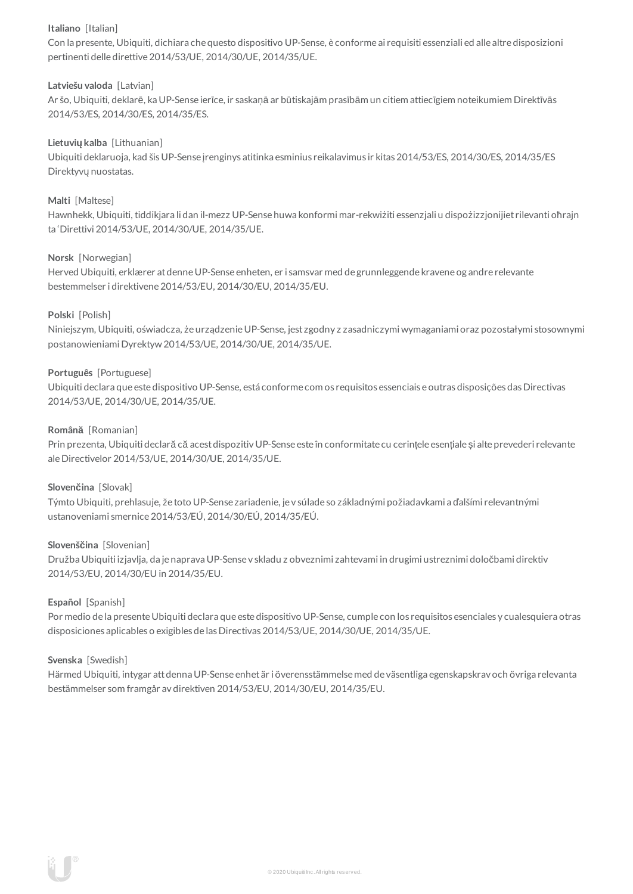**Italiano** [Italian]
Con la presente, Ubiquiti, dichiara che questo dispositivo UP-Sense, è conforme ai requisiti essenziali ed alle altre disposizioni pertinenti delle direttive 2014/53/UE, 2014/30/UE, 2014/35/UE.

**Latviešu valoda** [Latvian]
Ar šo, Ubiquiti, deklarē, ka UP-Sense ierīce, ir saskaņā ar būtiskajām prasībām un citiem attiecīgiem noteikumiem Direktīvās 2014/53/ES, 2014/30/ES, 2014/35/ES.

**Lietuvių kalba** [Lithuanian]
Ubiquiti deklaruoja, kad šis UP-Sense įrenginys atitinka esminius reikalavimus ir kitas 2014/53/ES, 2014/30/ES, 2014/35/ES Direktyvų nuostatas.

**Malti** [Maltese]
Hawnhekk, Ubiquiti, tiddikjara li dan il-mezz UP-Sense huwa konformi mar-rekwiżiti essenzjali u dispożizzjonijiet rilevanti oħrajn ta 'Direttivi 2014/53/UE, 2014/30/UE, 2014/35/UE.

**Norsk** [Norwegian]
Herved Ubiquiti, erklærer at denne UP-Sense enheten, er i samsvar med de grunnleggende kravene og andre relevante bestemmelser i direktivene 2014/53/EU, 2014/30/EU, 2014/35/EU.

**Polski** [Polish]
Niniejszym, Ubiquiti, oświadcza, że urządzenie UP-Sense, jest zgodny z zasadniczymi wymaganiami oraz pozostałymi stosownymi postanowieniami Dyrektyw 2014/53/UE, 2014/30/UE, 2014/35/UE.

**Português** [Portuguese]
Ubiquiti declara que este dispositivo UP-Sense, está conforme com os requisitos essenciais e outras disposições das Directivas 2014/53/UE, 2014/30/UE, 2014/35/UE.

**Română** [Romanian]
Prin prezenta, Ubiquiti declară că acest dispozitiv UP-Sense este în conformitate cu cerințele esențiale și alte prevederi relevante ale Directivelor 2014/53/UE, 2014/30/UE, 2014/35/UE.

**Slovenčina** [Slovak]
Týmto Ubiquiti, prehlasuje, že toto UP-Sense zariadenie, je v súlade so základnými požiadavkami a ďalšími relevantnými ustanoveniami smernice 2014/53/EÚ, 2014/30/EÚ, 2014/35/EÚ.

**Slovenščina** [Slovenian]
Družba Ubiquiti izjavlja, da je naprava UP-Sense v skladu z obveznimi zahtevami in drugimi ustreznimi določbami direktiv 2014/53/EU, 2014/30/EU in 2014/35/EU.

**Español** [Spanish]
Por medio de la presente Ubiquiti declara que este dispositivo UP-Sense, cumple con los requisitos esenciales y cualesquiera otras disposiciones aplicables o exigibles de las Directivas 2014/53/UE, 2014/30/UE, 2014/35/UE.

**Svenska** [Swedish]
Härmed Ubiquiti, intygar att denna UP-Sense enhet är i överensstämmelse med de väsentliga egenskapskrav och övriga relevanta bestämmelser som framgår av direktiven 2014/53/EU, 2014/30/EU, 2014/35/EU.

© 2020 Ubiquiti Inc. All rights reserved.